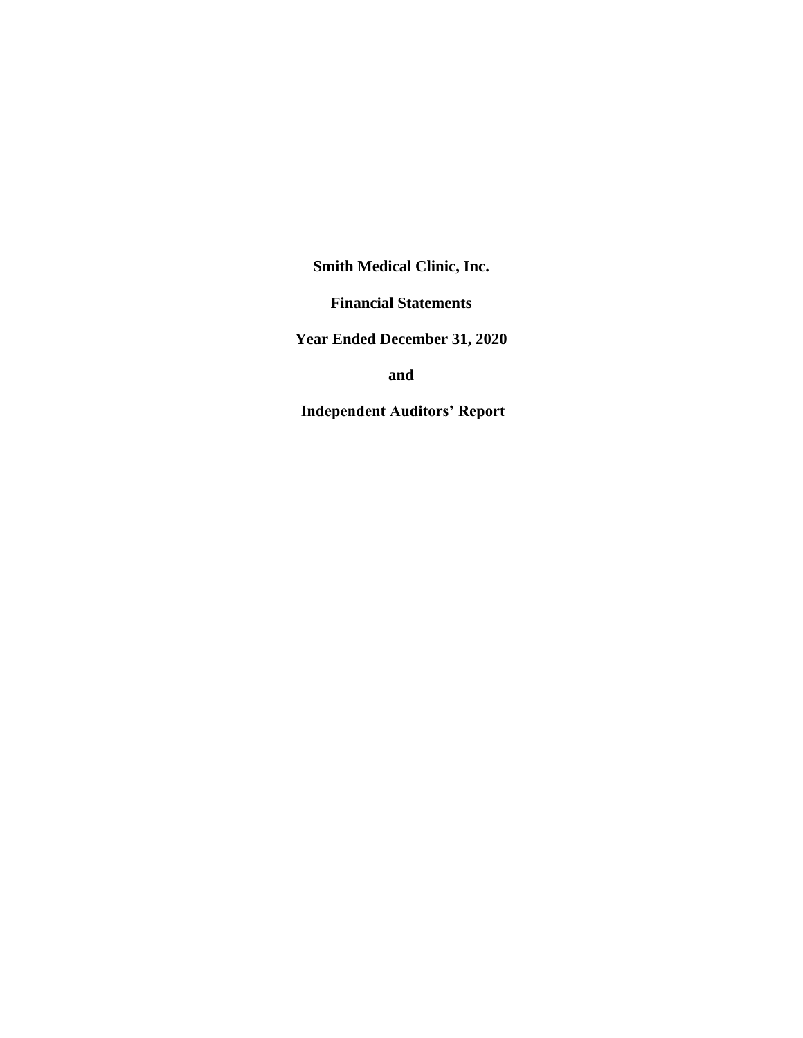**Smith Medical Clinic, Inc.**

**Financial Statements**

**Year Ended December 31, 2020**

**and**

**Independent Auditors' Report**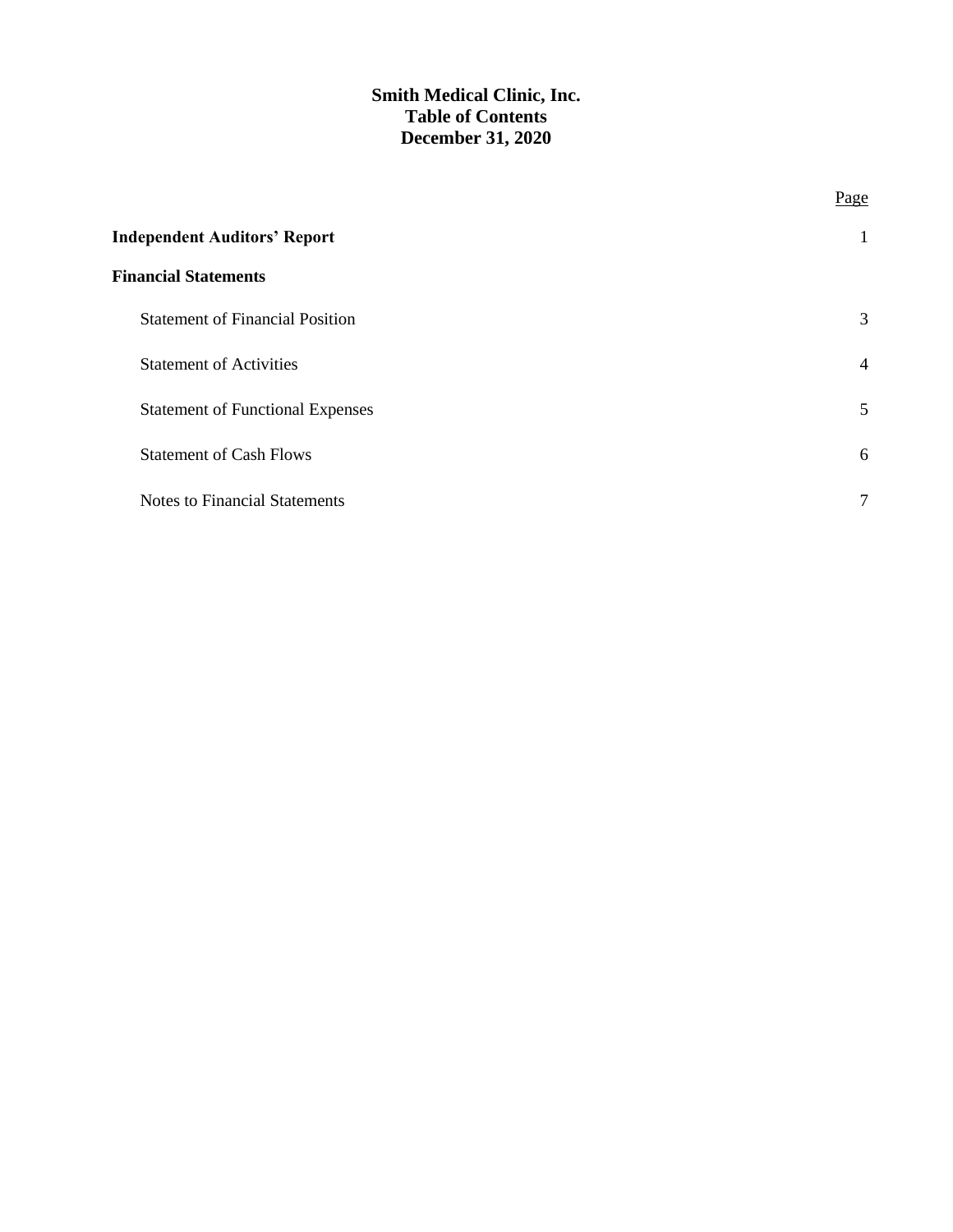**Smith Medical Clinic, Inc.**
**Table of Contents**
**December 31, 2020**

| | Page |
|---|---|
| **Independent Auditors' Report** | 1 |
| **Financial Statements** | |
| Statement of Financial Position | 3 |
| Statement of Activities | 4 |
| Statement of Functional Expenses | 5 |
| Statement of Cash Flows | 6 |
| Notes to Financial Statements | 7 |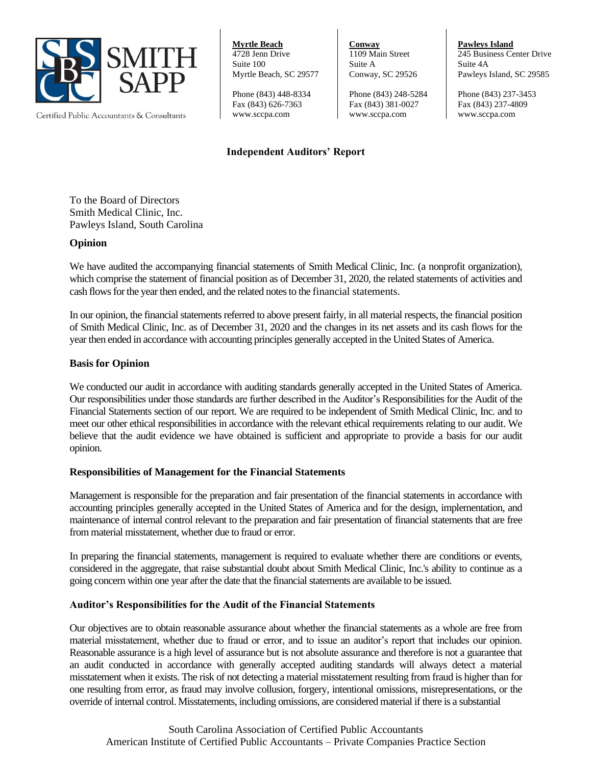SMITH SAPP

Certified Public Accountants & Consultants

**Myrtle Beach**
4728 Jenn Drive
Suite 100
Myrtle Beach, SC 29577

Phone (843) 448-8334
Fax (843) 626-7363
www.sccpa.com

**Conway**
1109 Main Street
Suite A
Conway, SC 29526

Phone (843) 248-5284
Fax (843) 381-0027
www.sccpa.com

**Pawleys Island**
245 Business Center Drive
Suite 4A
Pawleys Island, SC 29585

Phone (843) 237-3453
Fax (843) 237-4809
www.sccpa.com

## Independent Auditors' Report

To the Board of Directors
Smith Medical Clinic, Inc.
Pawleys Island, South Carolina

### Opinion

We have audited the accompanying financial statements of Smith Medical Clinic, Inc. (a nonprofit organization), which comprise the statement of financial position as of December 31, 2020, the related statements of activities and cash flows for the year then ended, and the related notes to the financial statements.

In our opinion, the financial statements referred to above present fairly, in all material respects, the financial position of Smith Medical Clinic, Inc. as of December 31, 2020 and the changes in its net assets and its cash flows for the year then ended in accordance with accounting principles generally accepted in the United States of America.

### Basis for Opinion

We conducted our audit in accordance with auditing standards generally accepted in the United States of America. Our responsibilities under those standards are further described in the Auditor's Responsibilities for the Audit of the Financial Statements section of our report. We are required to be independent of Smith Medical Clinic, Inc. and to meet our other ethical responsibilities in accordance with the relevant ethical requirements relating to our audit. We believe that the audit evidence we have obtained is sufficient and appropriate to provide a basis for our audit opinion.

### Responsibilities of Management for the Financial Statements

Management is responsible for the preparation and fair presentation of the financial statements in accordance with accounting principles generally accepted in the United States of America and for the design, implementation, and maintenance of internal control relevant to the preparation and fair presentation of financial statements that are free from material misstatement, whether due to fraud or error.

In preparing the financial statements, management is required to evaluate whether there are conditions or events, considered in the aggregate, that raise substantial doubt about Smith Medical Clinic, Inc.'s ability to continue as a going concern within one year after the date that the financial statements are available to be issued.

### Auditor's Responsibilities for the Audit of the Financial Statements

Our objectives are to obtain reasonable assurance about whether the financial statements as a whole are free from material misstatement, whether due to fraud or error, and to issue an auditor's report that includes our opinion. Reasonable assurance is a high level of assurance but is not absolute assurance and therefore is not a guarantee that an audit conducted in accordance with generally accepted auditing standards will always detect a material misstatement when it exists. The risk of not detecting a material misstatement resulting from fraud is higher than for one resulting from error, as fraud may involve collusion, forgery, intentional omissions, misrepresentations, or the override of internal control. Misstatements, including omissions, are considered material if there is a substantial

South Carolina Association of Certified Public Accountants
American Institute of Certified Public Accountants – Private Companies Practice Section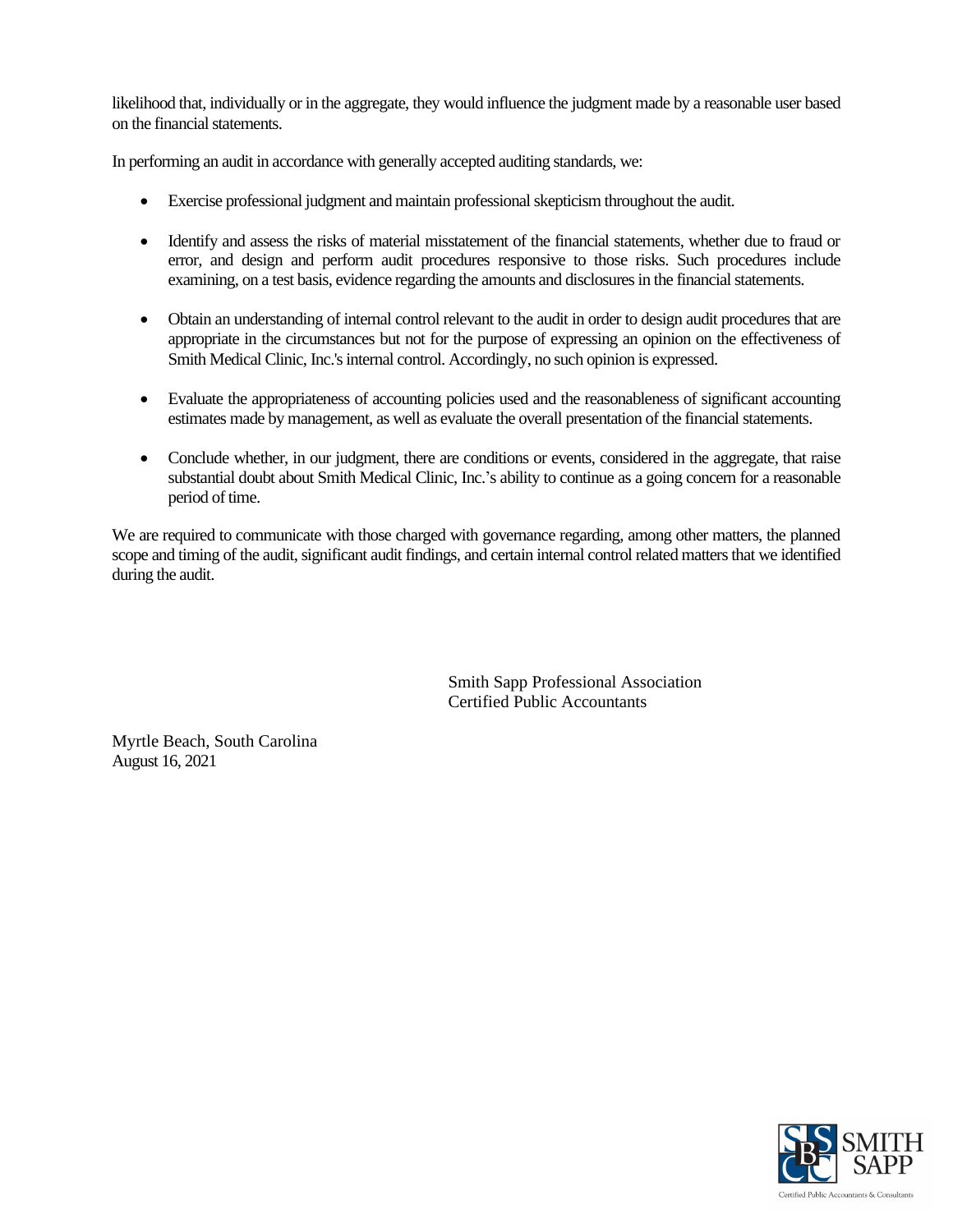likelihood that, individually or in the aggregate, they would influence the judgment made by a reasonable user based on the financial statements.

In performing an audit in accordance with generally accepted auditing standards, we:

- Exercise professional judgment and maintain professional skepticism throughout the audit.
- Identify and assess the risks of material misstatement of the financial statements, whether due to fraud or error, and design and perform audit procedures responsive to those risks. Such procedures include examining, on a test basis, evidence regarding the amounts and disclosures in the financial statements.
- Obtain an understanding of internal control relevant to the audit in order to design audit procedures that are appropriate in the circumstances but not for the purpose of expressing an opinion on the effectiveness of Smith Medical Clinic, Inc.'s internal control. Accordingly, no such opinion is expressed.
- Evaluate the appropriateness of accounting policies used and the reasonableness of significant accounting estimates made by management, as well as evaluate the overall presentation of the financial statements.
- Conclude whether, in our judgment, there are conditions or events, considered in the aggregate, that raise substantial doubt about Smith Medical Clinic, Inc.'s ability to continue as a going concern for a reasonable period of time.

We are required to communicate with those charged with governance regarding, among other matters, the planned scope and timing of the audit, significant audit findings, and certain internal control related matters that we identified during the audit.

Smith Sapp Professional Association
Certified Public Accountants

Myrtle Beach, South Carolina
August 16, 2021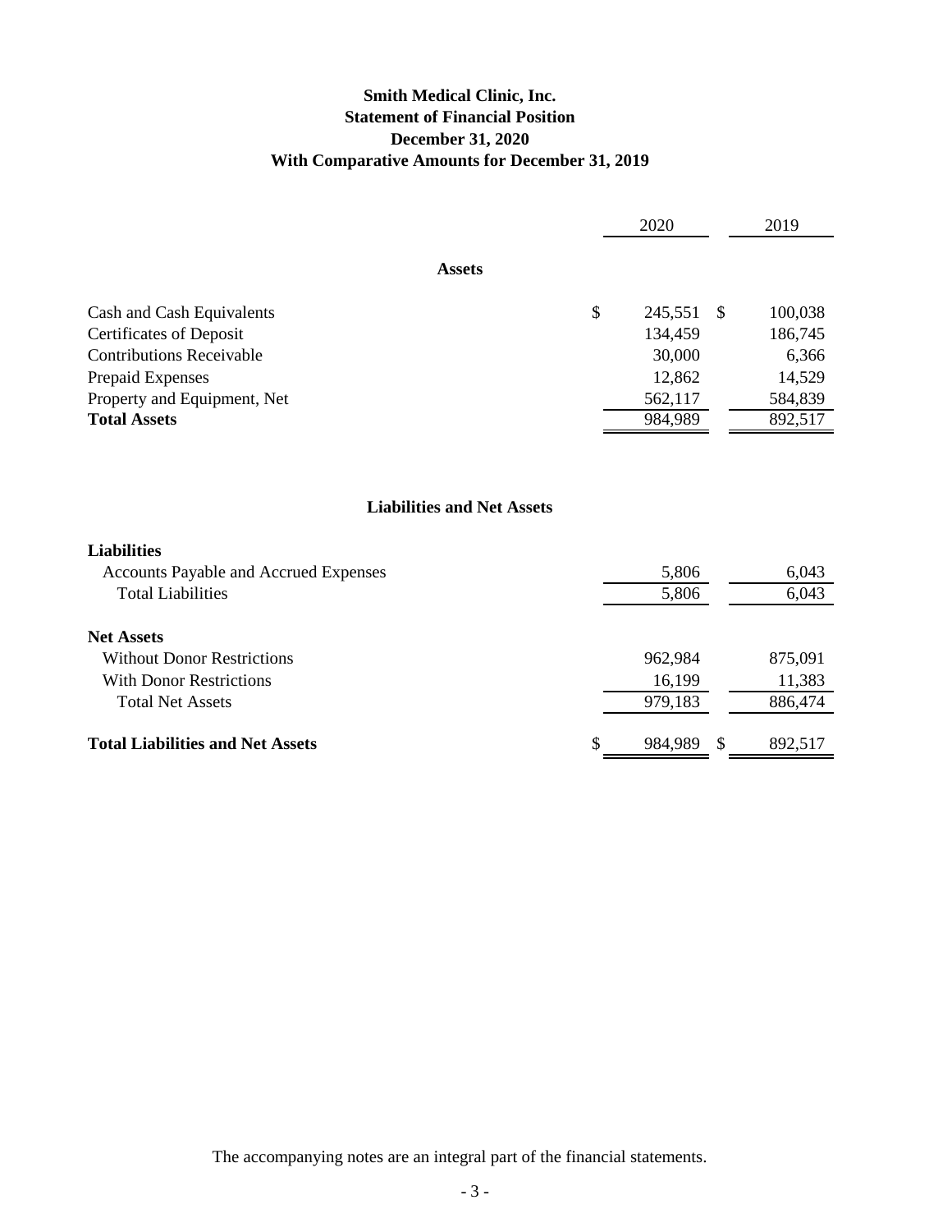# Smith Medical Clinic, Inc.
## Statement of Financial Position
## December 31, 2020
## With Comparative Amounts for December 31, 2019

| | 2020 | 2019 |
|---|---|---|
| **Assets** | | |
| Cash and Cash Equivalents | $ 245,551 | $ 100,038 |
| Certificates of Deposit | 134,459 | 186,745 |
| Contributions Receivable | 30,000 | 6,366 |
| Prepaid Expenses | 12,862 | 14,529 |
| Property and Equipment, Net | 562,117 | 584,839 |
| **Total Assets** | 984,989 | 892,517 |
| **Liabilities and Net Assets** | | |
| **Liabilities** | | |
| Accounts Payable and Accrued Expenses | 5,806 | 6,043 |
| Total Liabilities | 5,806 | 6,043 |
| **Net Assets** | | |
| Without Donor Restrictions | 962,984 | 875,091 |
| With Donor Restrictions | 16,199 | 11,383 |
| Total Net Assets | 979,183 | 886,474 |
| **Total Liabilities and Net Assets** | $ 984,989 | $ 892,517 |

The accompanying notes are an integral part of the financial statements.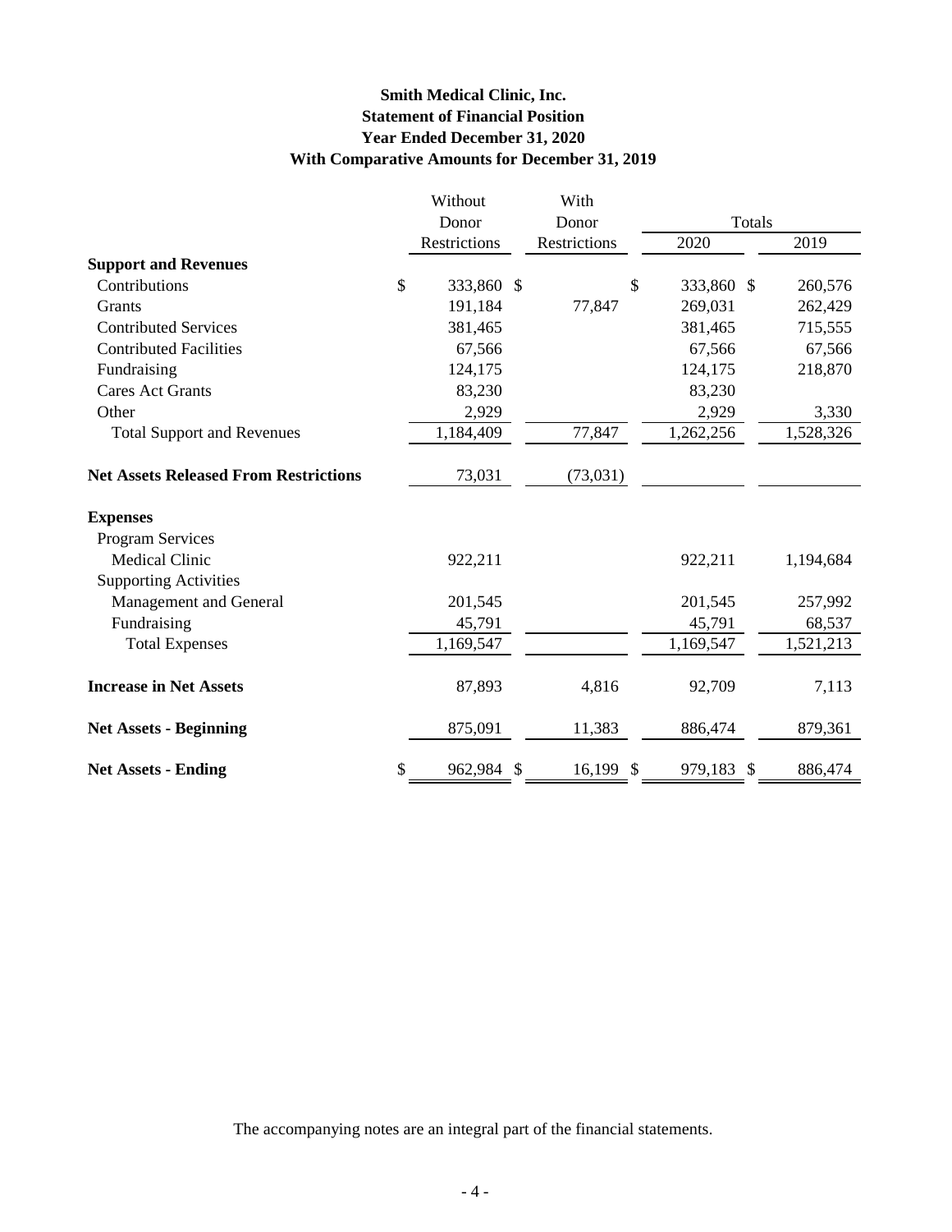**Smith Medical Clinic, Inc.**
**Statement of Financial Position**
**Year Ended December 31, 2020**
**With Comparative Amounts for December 31, 2019**

| | Without Donor Restrictions | With Donor Restrictions | Totals 2020 | Totals 2019 |
|---|---|---|---|---|
| **Support and Revenues** | | | | |
| Contributions | $ 333,860 | $ | $ 333,860 | $ 260,576 |
| Grants | 191,184 | 77,847 | 269,031 | 262,429 |
| Contributed Services | 381,465 | | 381,465 | 715,555 |
| Contributed Facilities | 67,566 | | 67,566 | 67,566 |
| Fundraising | 124,175 | | 124,175 | 218,870 |
| Cares Act Grants | 83,230 | | 83,230 | |
| Other | 2,929 | | 2,929 | 3,330 |
| Total Support and Revenues | 1,184,409 | 77,847 | 1,262,256 | 1,528,326 |
| **Net Assets Released From Restrictions** | 73,031 | (73,031) | | |
| **Expenses** | | | | |
| Program Services | | | | |
| Medical Clinic | 922,211 | | 922,211 | 1,194,684 |
| Supporting Activities | | | | |
| Management and General | 201,545 | | 201,545 | 257,992 |
| Fundraising | 45,791 | | 45,791 | 68,537 |
| Total Expenses | 1,169,547 | | 1,169,547 | 1,521,213 |
| **Increase in Net Assets** | 87,893 | 4,816 | 92,709 | 7,113 |
| **Net Assets - Beginning** | 875,091 | 11,383 | 886,474 | 879,361 |
| **Net Assets - Ending** | $ 962,984 | $ 16,199 | $ 979,183 | $ 886,474 |

The accompanying notes are an integral part of the financial statements.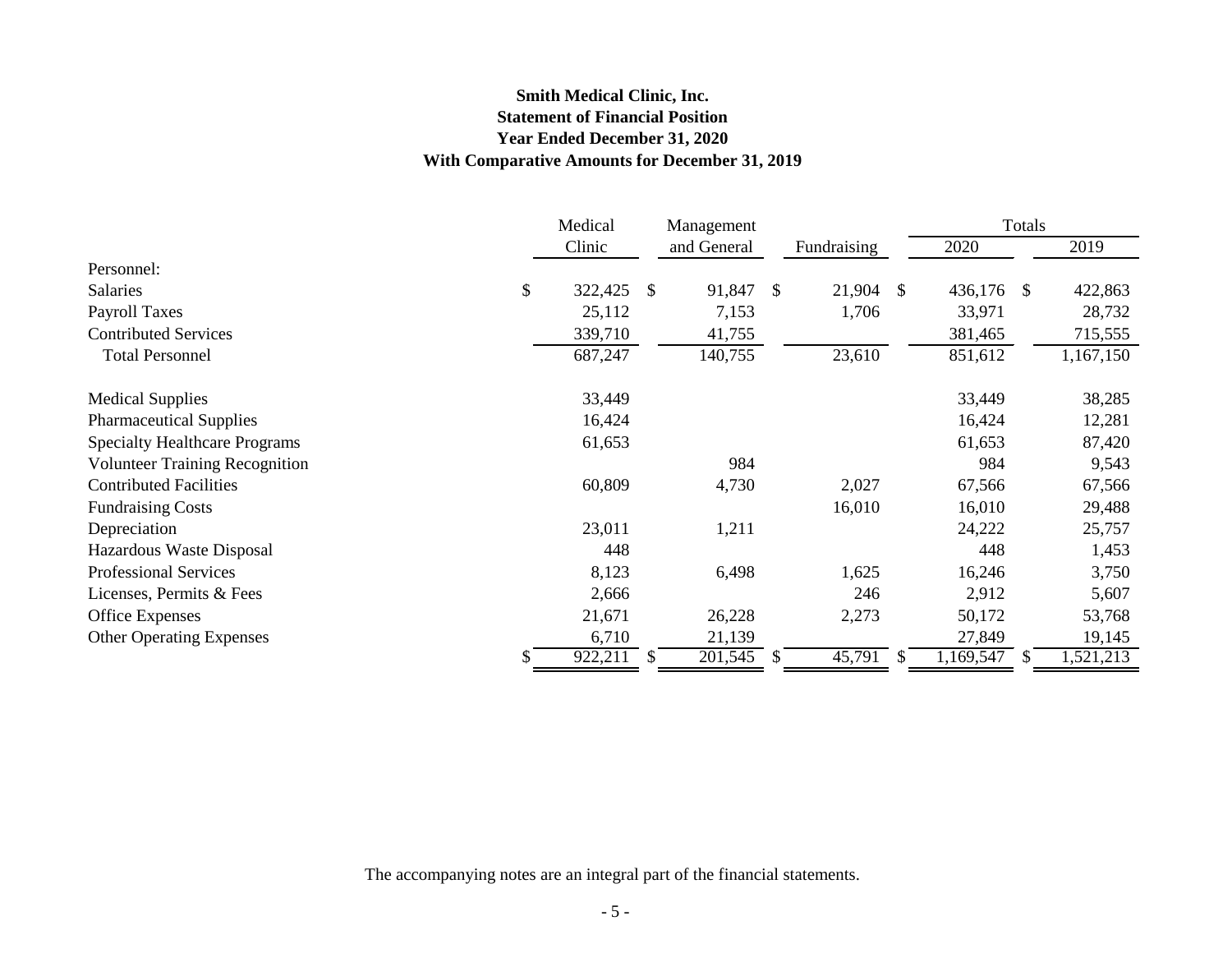**Smith Medical Clinic, Inc.**
**Statement of Financial Position**
**Year Ended December 31, 2020**
**With Comparative Amounts for December 31, 2019**

| | Medical Clinic | Management and General | Fundraising | Totals 2020 | Totals 2019 |
|---|---|---|---|---|---|
| Personnel: | | | | | |
| Salaries | $ 322,425 | $ 91,847 | $ 21,904 | $ 436,176 | $ 422,863 |
| Payroll Taxes | 25,112 | 7,153 | 1,706 | 33,971 | 28,732 |
| Contributed Services | 339,710 | 41,755 | | 381,465 | 715,555 |
| Total Personnel | 687,247 | 140,755 | 23,610 | 851,612 | 1,167,150 |
| Medical Supplies | 33,449 | | | 33,449 | 38,285 |
| Pharmaceutical Supplies | 16,424 | | | 16,424 | 12,281 |
| Specialty Healthcare Programs | 61,653 | | | 61,653 | 87,420 |
| Volunteer Training Recognition | | 984 | | 984 | 9,543 |
| Contributed Facilities | 60,809 | 4,730 | 2,027 | 67,566 | 67,566 |
| Fundraising Costs | | | 16,010 | 16,010 | 29,488 |
| Depreciation | 23,011 | 1,211 | | 24,222 | 25,757 |
| Hazardous Waste Disposal | 448 | | | 448 | 1,453 |
| Professional Services | 8,123 | 6,498 | 1,625 | 16,246 | 3,750 |
| Licenses, Permits & Fees | 2,666 | | 246 | 2,912 | 5,607 |
| Office Expenses | 21,671 | 26,228 | 2,273 | 50,172 | 53,768 |
| Other Operating Expenses | 6,710 | 21,139 | | 27,849 | 19,145 |
| | $ 922,211 | $ 201,545 | $ 45,791 | $ 1,169,547 | $ 1,521,213 |

The accompanying notes are an integral part of the financial statements.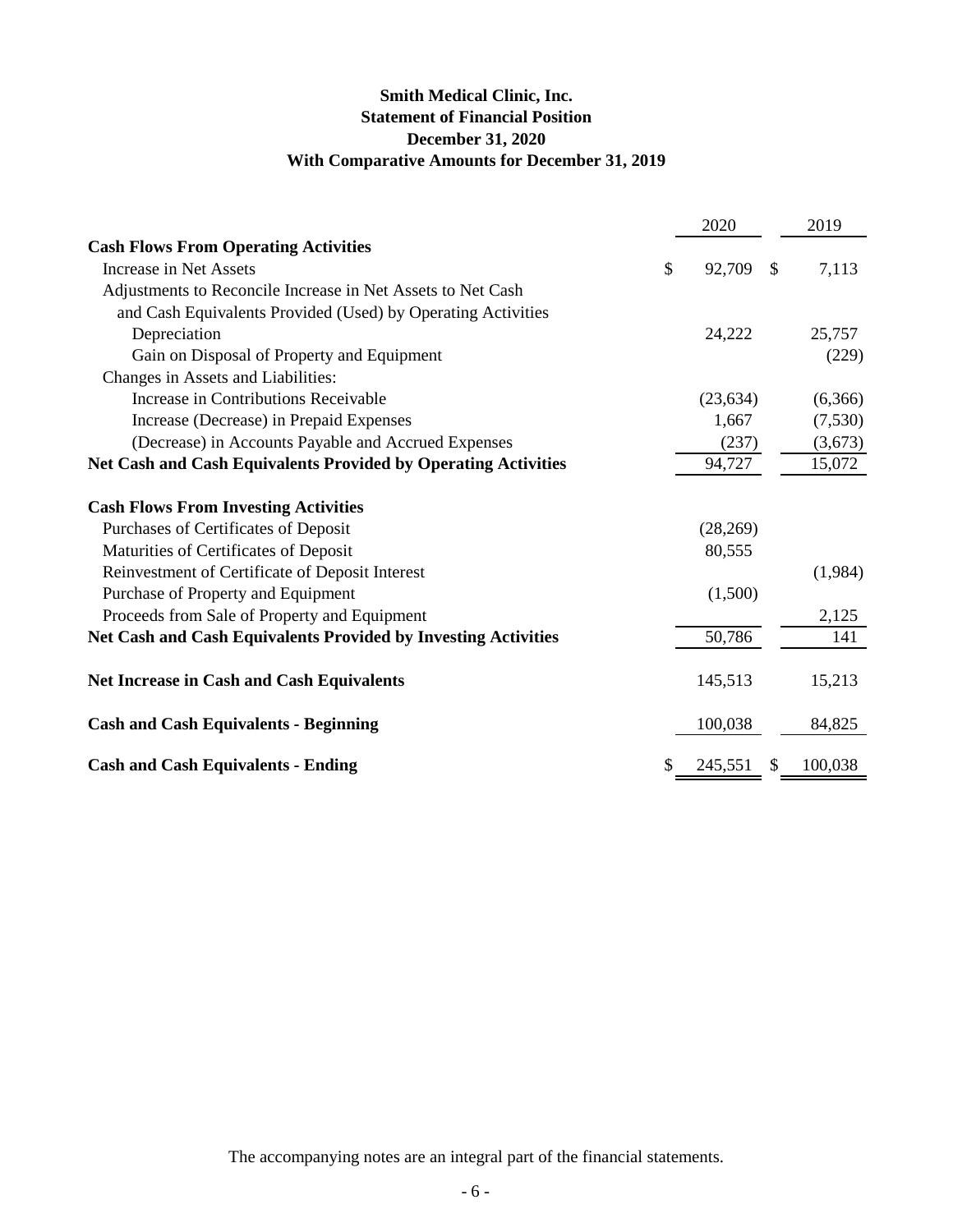**Smith Medical Clinic, Inc.**
**Statement of Financial Position**
**December 31, 2020**
**With Comparative Amounts for December 31, 2019**

| | 2020 | 2019 |
|---|---|---|
| **Cash Flows From Operating Activities** | | |
| Increase in Net Assets | $ 92,709 | $ 7,113 |
| Adjustments to Reconcile Increase in Net Assets to Net Cash and Cash Equivalents Provided (Used) by Operating Activities | | |
| Depreciation | 24,222 | 25,757 |
| Gain on Disposal of Property and Equipment | | (229) |
| Changes in Assets and Liabilities: | | |
| Increase in Contributions Receivable | (23,634) | (6,366) |
| Increase (Decrease) in Prepaid Expenses | 1,667 | (7,530) |
| (Decrease) in Accounts Payable and Accrued Expenses | (237) | (3,673) |
| **Net Cash and Cash Equivalents Provided by Operating Activities** | 94,727 | 15,072 |
| **Cash Flows From Investing Activities** | | |
| Purchases of Certificates of Deposit | (28,269) | |
| Maturities of Certificates of Deposit | 80,555 | |
| Reinvestment of Certificate of Deposit Interest | | (1,984) |
| Purchase of Property and Equipment | (1,500) | |
| Proceeds from Sale of Property and Equipment | | 2,125 |
| **Net Cash and Cash Equivalents Provided by Investing Activities** | 50,786 | 141 |
| **Net Increase in Cash and Cash Equivalents** | 145,513 | 15,213 |
| **Cash and Cash Equivalents - Beginning** | 100,038 | 84,825 |
| **Cash and Cash Equivalents - Ending** | $ 245,551 | $ 100,038 |

The accompanying notes are an integral part of the financial statements.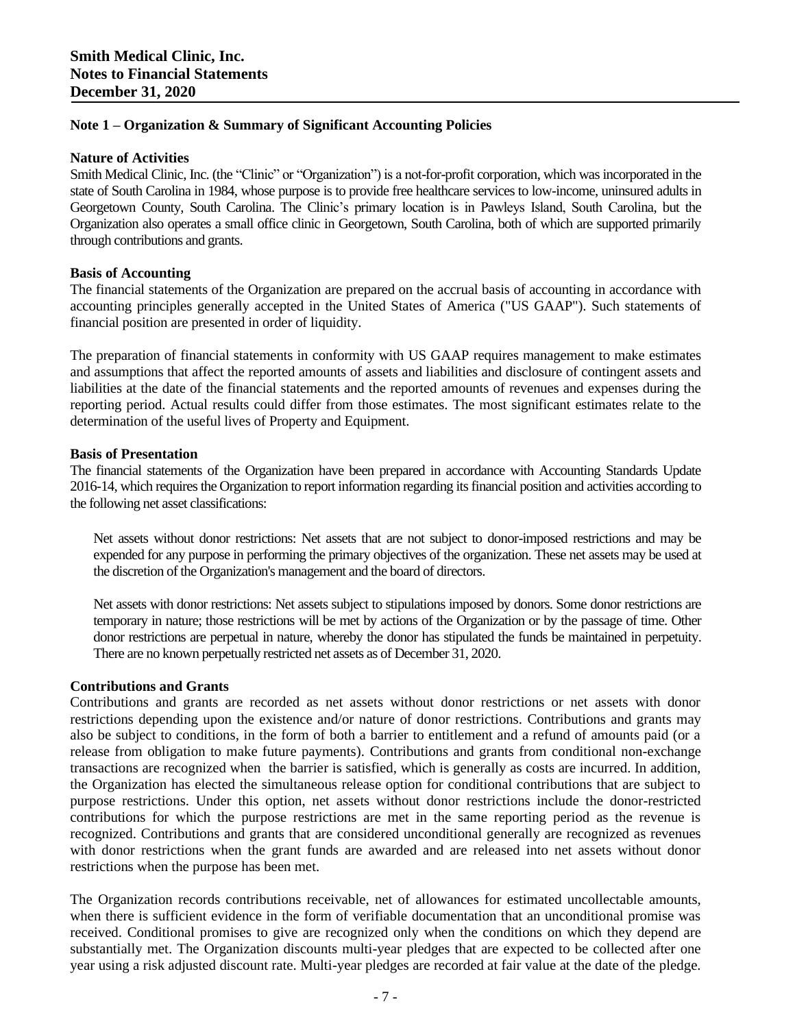**Smith Medical Clinic, Inc.**
**Notes to Financial Statements**
**December 31, 2020**

## Note 1 – Organization & Summary of Significant Accounting Policies

### Nature of Activities

Smith Medical Clinic, Inc. (the "Clinic" or "Organization") is a not-for-profit corporation, which was incorporated in the state of South Carolina in 1984, whose purpose is to provide free healthcare services to low-income, uninsured adults in Georgetown County, South Carolina. The Clinic's primary location is in Pawleys Island, South Carolina, but the Organization also operates a small office clinic in Georgetown, South Carolina, both of which are supported primarily through contributions and grants.

### Basis of Accounting

The financial statements of the Organization are prepared on the accrual basis of accounting in accordance with accounting principles generally accepted in the United States of America ("US GAAP"). Such statements of financial position are presented in order of liquidity.

The preparation of financial statements in conformity with US GAAP requires management to make estimates and assumptions that affect the reported amounts of assets and liabilities and disclosure of contingent assets and liabilities at the date of the financial statements and the reported amounts of revenues and expenses during the reporting period. Actual results could differ from those estimates. The most significant estimates relate to the determination of the useful lives of Property and Equipment.

### Basis of Presentation

The financial statements of the Organization have been prepared in accordance with Accounting Standards Update 2016-14, which requires the Organization to report information regarding its financial position and activities according to the following net asset classifications:

Net assets without donor restrictions: Net assets that are not subject to donor-imposed restrictions and may be expended for any purpose in performing the primary objectives of the organization. These net assets may be used at the discretion of the Organization's management and the board of directors.

Net assets with donor restrictions: Net assets subject to stipulations imposed by donors. Some donor restrictions are temporary in nature; those restrictions will be met by actions of the Organization or by the passage of time. Other donor restrictions are perpetual in nature, whereby the donor has stipulated the funds be maintained in perpetuity. There are no known perpetually restricted net assets as of December 31, 2020.

### Contributions and Grants

Contributions and grants are recorded as net assets without donor restrictions or net assets with donor restrictions depending upon the existence and/or nature of donor restrictions. Contributions and grants may also be subject to conditions, in the form of both a barrier to entitlement and a refund of amounts paid (or a release from obligation to make future payments). Contributions and grants from conditional non-exchange transactions are recognized when the barrier is satisfied, which is generally as costs are incurred. In addition, the Organization has elected the simultaneous release option for conditional contributions that are subject to purpose restrictions. Under this option, net assets without donor restrictions include the donor-restricted contributions for which the purpose restrictions are met in the same reporting period as the revenue is recognized. Contributions and grants that are considered unconditional generally are recognized as revenues with donor restrictions when the grant funds are awarded and are released into net assets without donor restrictions when the purpose has been met.

The Organization records contributions receivable, net of allowances for estimated uncollectable amounts, when there is sufficient evidence in the form of verifiable documentation that an unconditional promise was received. Conditional promises to give are recognized only when the conditions on which they depend are substantially met. The Organization discounts multi-year pledges that are expected to be collected after one year using a risk adjusted discount rate. Multi-year pledges are recorded at fair value at the date of the pledge.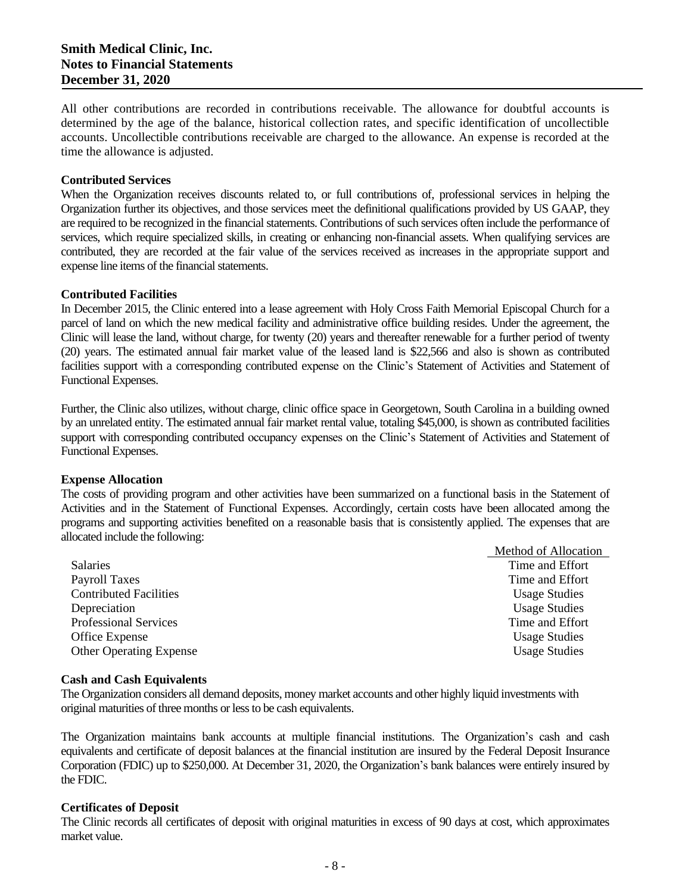All other contributions are recorded in contributions receivable. The allowance for doubtful accounts is determined by the age of the balance, historical collection rates, and specific identification of uncollectible accounts. Uncollectible contributions receivable are charged to the allowance. An expense is recorded at the time the allowance is adjusted.

**Contributed Services**

When the Organization receives discounts related to, or full contributions of, professional services in helping the Organization further its objectives, and those services meet the definitional qualifications provided by US GAAP, they are required to be recognized in the financial statements. Contributions of such services often include the performance of services, which require specialized skills, in creating or enhancing non-financial assets. When qualifying services are contributed, they are recorded at the fair value of the services received as increases in the appropriate support and expense line items of the financial statements.

**Contributed Facilities**

In December 2015, the Clinic entered into a lease agreement with Holy Cross Faith Memorial Episcopal Church for a parcel of land on which the new medical facility and administrative office building resides. Under the agreement, the Clinic will lease the land, without charge, for twenty (20) years and thereafter renewable for a further period of twenty (20) years. The estimated annual fair market value of the leased land is $22,566 and also is shown as contributed facilities support with a corresponding contributed expense on the Clinic's Statement of Activities and Statement of Functional Expenses.

Further, the Clinic also utilizes, without charge, clinic office space in Georgetown, South Carolina in a building owned by an unrelated entity. The estimated annual fair market rental value, totaling $45,000, is shown as contributed facilities support with corresponding contributed occupancy expenses on the Clinic's Statement of Activities and Statement of Functional Expenses.

**Expense Allocation**

The costs of providing program and other activities have been summarized on a functional basis in the Statement of Activities and in the Statement of Functional Expenses. Accordingly, certain costs have been allocated among the programs and supporting activities benefited on a reasonable basis that is consistently applied. The expenses that are allocated include the following:

| | Method of Allocation |
|---|---|
| Salaries | Time and Effort |
| Payroll Taxes | Time and Effort |
| Contributed Facilities | Usage Studies |
| Depreciation | Usage Studies |
| Professional Services | Time and Effort |
| Office Expense | Usage Studies |
| Other Operating Expense | Usage Studies |

**Cash and Cash Equivalents**

The Organization considers all demand deposits, money market accounts and other highly liquid investments with original maturities of three months or less to be cash equivalents.

The Organization maintains bank accounts at multiple financial institutions. The Organization's cash and cash equivalents and certificate of deposit balances at the financial institution are insured by the Federal Deposit Insurance Corporation (FDIC) up to $250,000. At December 31, 2020, the Organization's bank balances were entirely insured by the FDIC.

**Certificates of Deposit**

The Clinic records all certificates of deposit with original maturities in excess of 90 days at cost, which approximates market value.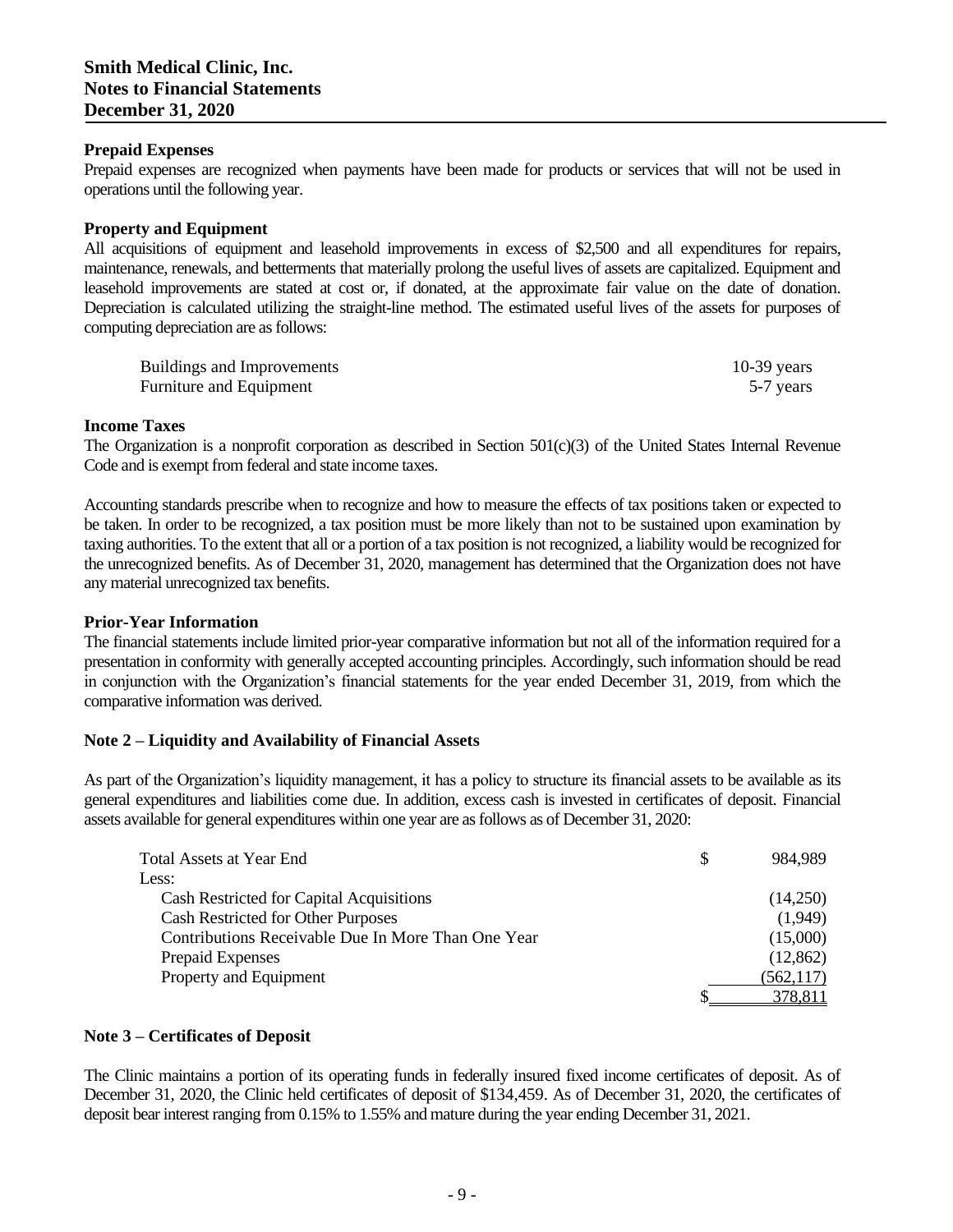#### Prepaid Expenses

Prepaid expenses are recognized when payments have been made for products or services that will not be used in operations until the following year.

#### Property and Equipment

All acquisitions of equipment and leasehold improvements in excess of $2,500 and all expenditures for repairs, maintenance, renewals, and betterments that materially prolong the useful lives of assets are capitalized. Equipment and leasehold improvements are stated at cost or, if donated, at the approximate fair value on the date of donation. Depreciation is calculated utilizing the straight-line method. The estimated useful lives of the assets for purposes of computing depreciation are as follows:

| | |
|---|---|
| Buildings and Improvements | 10-39 years |
| Furniture and Equipment | 5-7 years |

#### Income Taxes

The Organization is a nonprofit corporation as described in Section 501(c)(3) of the United States Internal Revenue Code and is exempt from federal and state income taxes.

Accounting standards prescribe when to recognize and how to measure the effects of tax positions taken or expected to be taken. In order to be recognized, a tax position must be more likely than not to be sustained upon examination by taxing authorities. To the extent that all or a portion of a tax position is not recognized, a liability would be recognized for the unrecognized benefits. As of December 31, 2020, management has determined that the Organization does not have any material unrecognized tax benefits.

#### Prior-Year Information

The financial statements include limited prior-year comparative information but not all of the information required for a presentation in conformity with generally accepted accounting principles. Accordingly, such information should be read in conjunction with the Organization's financial statements for the year ended December 31, 2019, from which the comparative information was derived.

## Note 2 – Liquidity and Availability of Financial Assets

As part of the Organization's liquidity management, it has a policy to structure its financial assets to be available as its general expenditures and liabilities come due. In addition, excess cash is invested in certificates of deposit. Financial assets available for general expenditures within one year are as follows as of December 31, 2020:

| | |
|---|---|
| Total Assets at Year End | $ 984,989 |
| Less: | |
| Cash Restricted for Capital Acquisitions | (14,250) |
| Cash Restricted for Other Purposes | (1,949) |
| Contributions Receivable Due In More Than One Year | (15,000) |
| Prepaid Expenses | (12,862) |
| Property and Equipment | (562,117) |
| | $ 378,811 |

## Note 3 – Certificates of Deposit

The Clinic maintains a portion of its operating funds in federally insured fixed income certificates of deposit. As of December 31, 2020, the Clinic held certificates of deposit of $134,459. As of December 31, 2020, the certificates of deposit bear interest ranging from 0.15% to 1.55% and mature during the year ending December 31, 2021.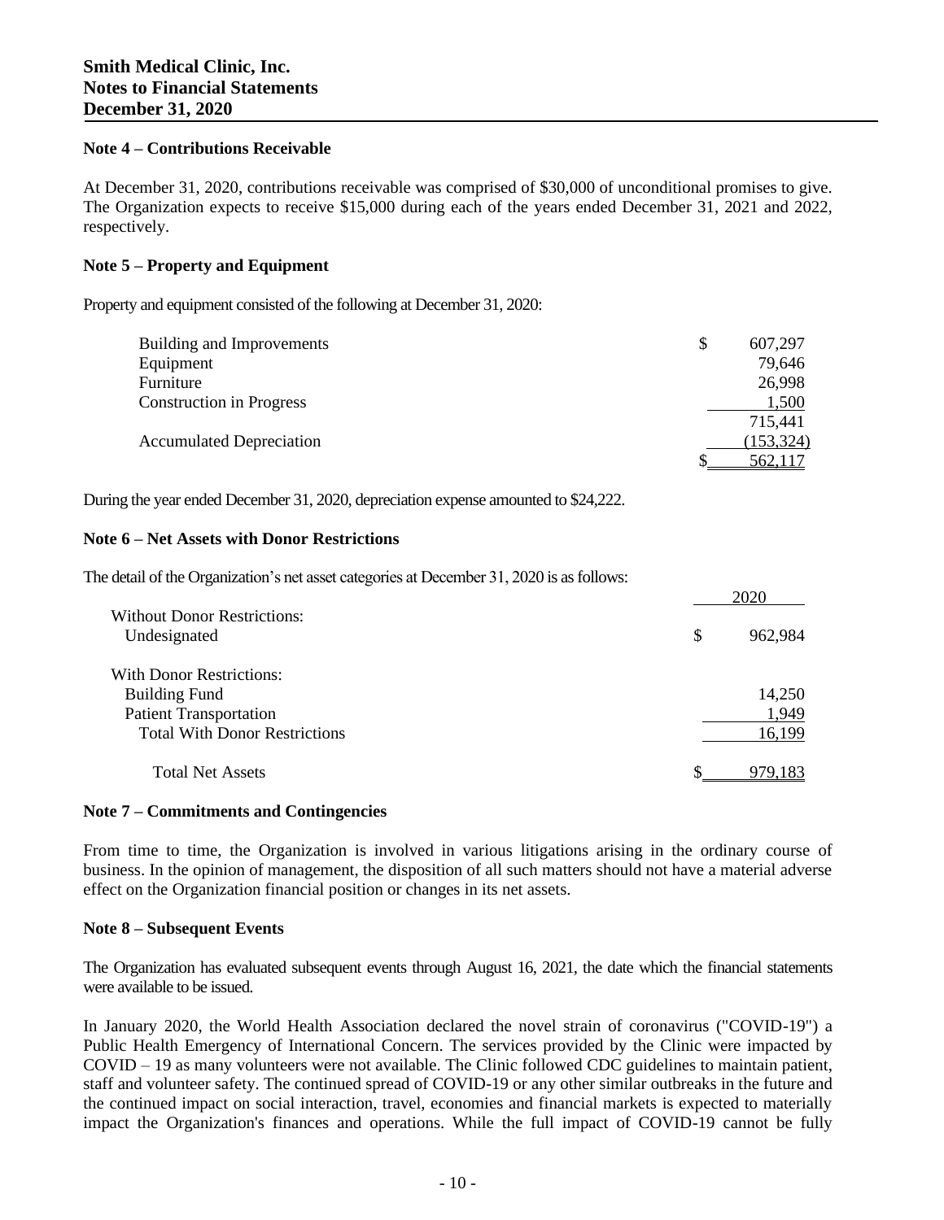**Smith Medical Clinic, Inc.**
**Notes to Financial Statements**
**December 31, 2020**

## Note 4 – Contributions Receivable

At December 31, 2020, contributions receivable was comprised of $30,000 of unconditional promises to give. The Organization expects to receive $15,000 during each of the years ended December 31, 2021 and 2022, respectively.

## Note 5 – Property and Equipment

Property and equipment consisted of the following at December 31, 2020:

| | |
|---|---|
| Building and Improvements | $ 607,297 |
| Equipment | 79,646 |
| Furniture | 26,998 |
| Construction in Progress | 1,500 |
| | 715,441 |
| Accumulated Depreciation | (153,324) |
| | $ 562,117 |

During the year ended December 31, 2020, depreciation expense amounted to $24,222.

## Note 6 – Net Assets with Donor Restrictions

The detail of the Organization's net asset categories at December 31, 2020 is as follows:

| | 2020 |
|---|---|
| Without Donor Restrictions: | |
| Undesignated | $ 962,984 |
| With Donor Restrictions: | |
| Building Fund | 14,250 |
| Patient Transportation | 1,949 |
| Total With Donor Restrictions | 16,199 |
| Total Net Assets | $ 979,183 |

## Note 7 – Commitments and Contingencies

From time to time, the Organization is involved in various litigations arising in the ordinary course of business. In the opinion of management, the disposition of all such matters should not have a material adverse effect on the Organization financial position or changes in its net assets.

## Note 8 – Subsequent Events

The Organization has evaluated subsequent events through August 16, 2021, the date which the financial statements were available to be issued.

In January 2020, the World Health Association declared the novel strain of coronavirus ("COVID-19") a Public Health Emergency of International Concern. The services provided by the Clinic were impacted by COVID – 19 as many volunteers were not available. The Clinic followed CDC guidelines to maintain patient, staff and volunteer safety. The continued spread of COVID-19 or any other similar outbreaks in the future and the continued impact on social interaction, travel, economies and financial markets is expected to materially impact the Organization's finances and operations. While the full impact of COVID-19 cannot be fully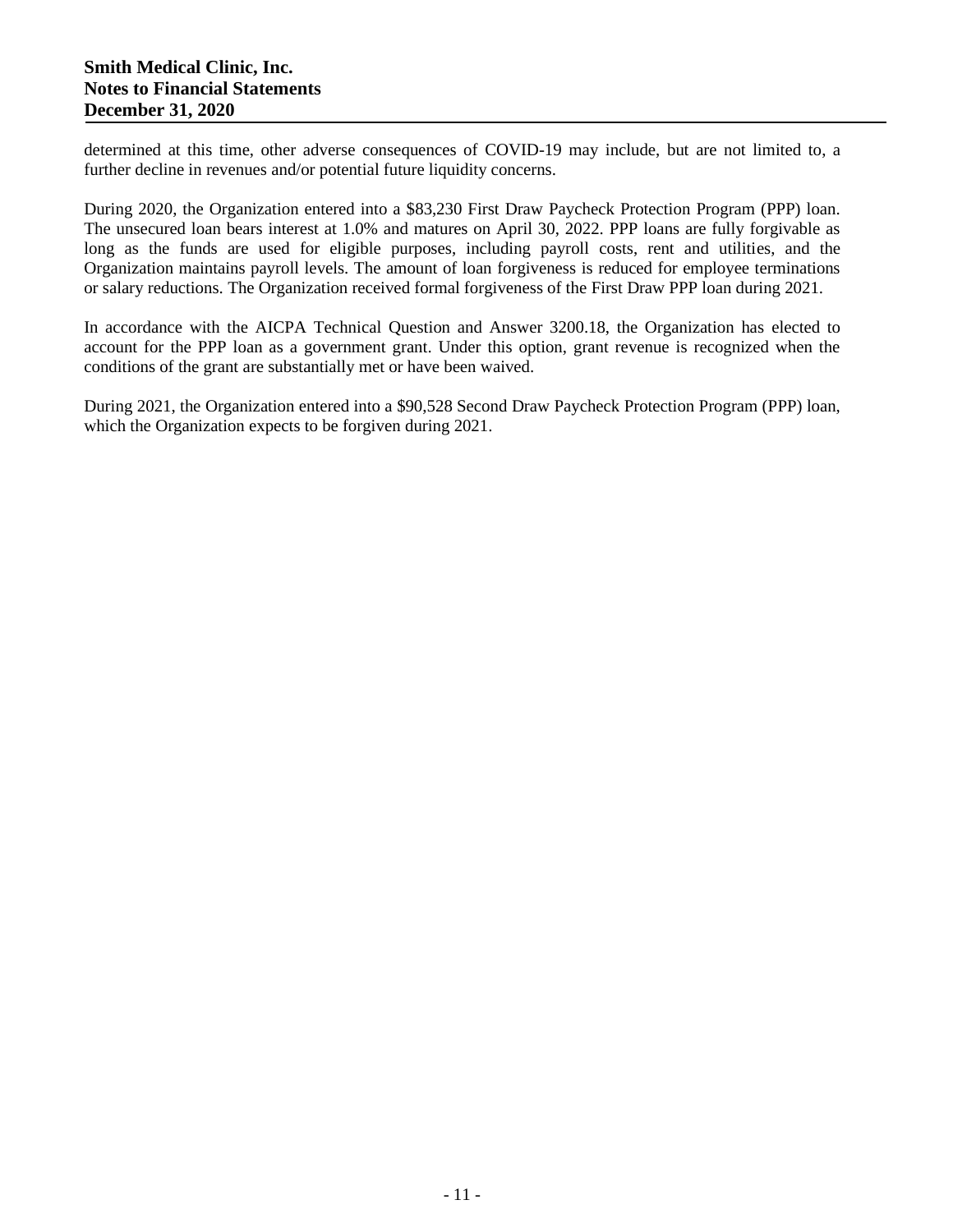determined at this time, other adverse consequences of COVID-19 may include, but are not limited to, a further decline in revenues and/or potential future liquidity concerns.

During 2020, the Organization entered into a $83,230 First Draw Paycheck Protection Program (PPP) loan. The unsecured loan bears interest at 1.0% and matures on April 30, 2022. PPP loans are fully forgivable as long as the funds are used for eligible purposes, including payroll costs, rent and utilities, and the Organization maintains payroll levels. The amount of loan forgiveness is reduced for employee terminations or salary reductions. The Organization received formal forgiveness of the First Draw PPP loan during 2021.

In accordance with the AICPA Technical Question and Answer 3200.18, the Organization has elected to account for the PPP loan as a government grant. Under this option, grant revenue is recognized when the conditions of the grant are substantially met or have been waived.

During 2021, the Organization entered into a $90,528 Second Draw Paycheck Protection Program (PPP) loan, which the Organization expects to be forgiven during 2021.